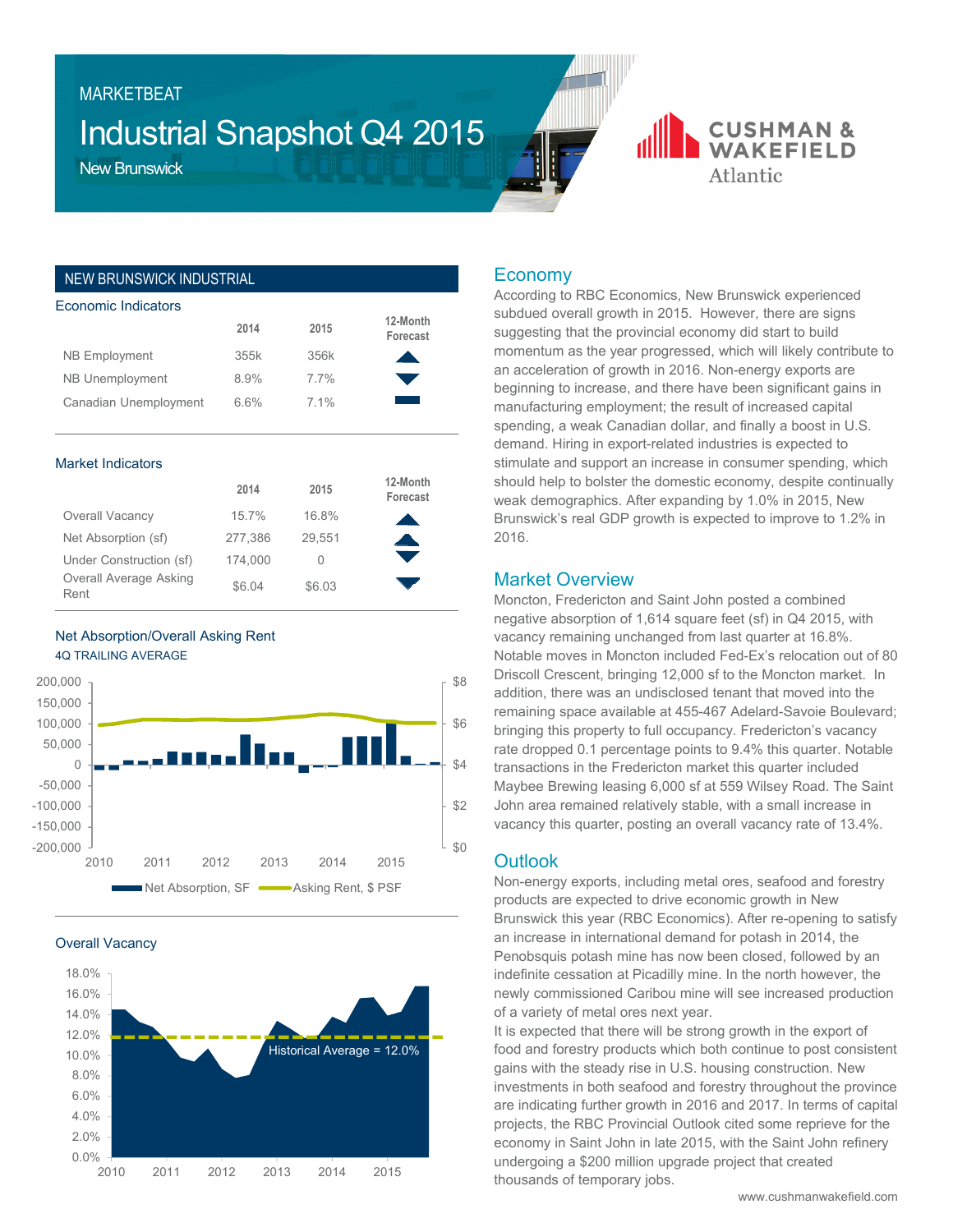MARKETBEAT

# Industrial Snapshot Q4 2015

New Brunswick

CUSHMAN & WAKEFIELD Atlantic

## NEW BRUNSWICK INDUSTRIAL

### Economic Indicators

| | 2014 | 2015 | 12-Month Forecast |
|---|---|---|---|
| NB Employment | 355k | 356k | ▲ |
| NB Unemployment | 8.9% | 7.7% | ▼ |
| Canadian Unemployment | 6.6% | 7.1% | ▬ |

### Market Indicators

| | 2014 | 2015 | 12-Month Forecast |
|---|---|---|---|
| Overall Vacancy | 15.7% | 16.8% | ▲ |
| Net Absorption (sf) | 277,386 | 29,551 | ▲ |
| Under Construction (sf) | 174,000 | 0 | ▼ |
| Overall Average Asking Rent | $6.04 | $6.03 | ▼ |

### Net Absorption/Overall Asking Rent

4Q TRAILING AVERAGE

Net Absorption, SF — Asking Rent, $ PSF

### Overall Vacancy

Historical Average = 12.0%

## Economy

According to RBC Economics, New Brunswick experienced subdued overall growth in 2015. However, there are signs suggesting that the provincial economy did start to build momentum as the year progressed, which will likely contribute to an acceleration of growth in 2016. Non-energy exports are beginning to increase, and there have been significant gains in manufacturing employment; the result of increased capital spending, a weak Canadian dollar, and finally a boost in U.S. demand. Hiring in export-related industries is expected to stimulate and support an increase in consumer spending, which should help to bolster the domestic economy, despite continually weak demographics. After expanding by 1.0% in 2015, New Brunswick's real GDP growth is expected to improve to 1.2% in 2016.

## Market Overview

Moncton, Fredericton and Saint John posted a combined negative absorption of 1,614 square feet (sf) in Q4 2015, with vacancy remaining unchanged from last quarter at 16.8%. Notable moves in Moncton included Fed-Ex's relocation out of 80 Driscoll Crescent, bringing 12,000 sf to the Moncton market. In addition, there was an undisclosed tenant that moved into the remaining space available at 455-467 Adelard-Savoie Boulevard; bringing this property to full occupancy. Fredericton's vacancy rate dropped 0.1 percentage points to 9.4% this quarter. Notable transactions in the Fredericton market this quarter included Maybee Brewing leasing 6,000 sf at 559 Wilsey Road. The Saint John area remained relatively stable, with a small increase in vacancy this quarter, posting an overall vacancy rate of 13.4%.

## Outlook

Non-energy exports, including metal ores, seafood and forestry products are expected to drive economic growth in New Brunswick this year (RBC Economics). After re-opening to satisfy an increase in international demand for potash in 2014, the Penobsquis potash mine has now been closed, followed by an indefinite cessation at Picadilly mine. In the north however, the newly commissioned Caribou mine will see increased production of a variety of metal ores next year.

It is expected that there will be strong growth in the export of food and forestry products which both continue to post consistent gains with the steady rise in U.S. housing construction. New investments in both seafood and forestry throughout the province are indicating further growth in 2016 and 2017. In terms of capital projects, the RBC Provincial Outlook cited some reprieve for the economy in Saint John in late 2015, with the Saint John refinery undergoing a $200 million upgrade project that created thousands of temporary jobs.

www.cushmanwakefield.com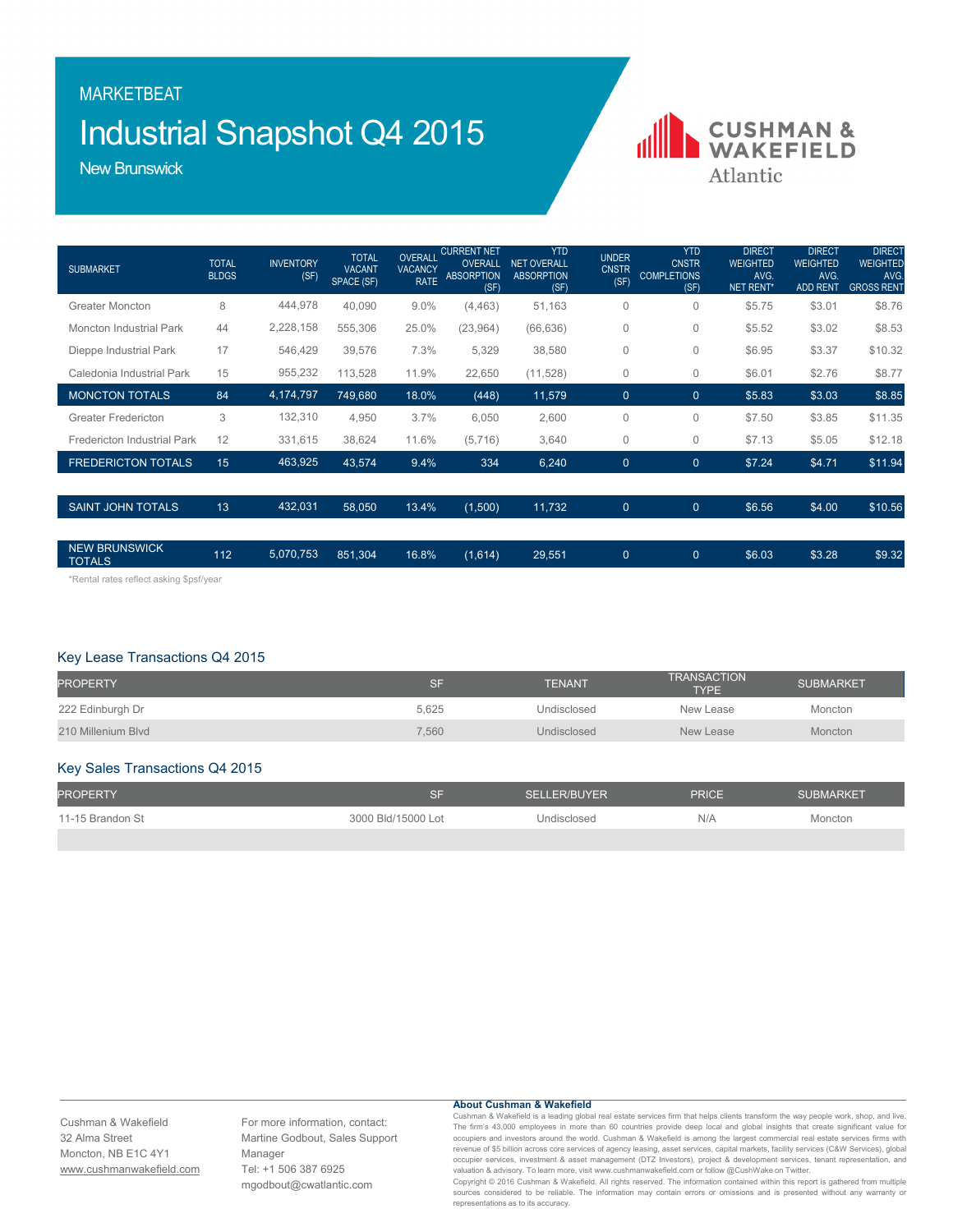MARKETBEAT

# Industrial Snapshot Q4 2015

New Brunswick

CUSHMAN & WAKEFIELD Atlantic

| SUBMARKET | TOTAL BLDGS | INVENTORY (SF) | TOTAL VACANT SPACE (SF) | OVERALL VACANCY RATE | CURRENT NET OVERALL ABSORPTION (SF) | YTD NET OVERALL ABSORPTION (SF) | UNDER CNSTR (SF) | YTD CNSTR COMPLETIONS (SF) | DIRECT WEIGHTED AVG. NET RENT* | DIRECT WEIGHTED AVG. ADD RENT | DIRECT WEIGHTED AVG. GROSS RENT |
|---|---|---|---|---|---|---|---|---|---|---|---|
| Greater Moncton | 8 | 444,978 | 40,090 | 9.0% | (4,463) | 51,163 | 0 | 0 | $5.75 | $3.01 | $8.76 |
| Moncton Industrial Park | 44 | 2,228,158 | 555,306 | 25.0% | (23,964) | (66,636) | 0 | 0 | $5.52 | $3.02 | $8.53 |
| Dieppe Industrial Park | 17 | 546,429 | 39,576 | 7.3% | 5,329 | 38,580 | 0 | 0 | $6.95 | $3.37 | $10.32 |
| Caledonia Industrial Park | 15 | 955,232 | 113,528 | 11.9% | 22,650 | (11,528) | 0 | 0 | $6.01 | $2.76 | $8.77 |
| MONCTON TOTALS | 84 | 4,174,797 | 749,680 | 18.0% | (448) | 11,579 | 0 | 0 | $5.83 | $3.03 | $8.85 |
| Greater Fredericton | 3 | 132,310 | 4,950 | 3.7% | 6,050 | 2,600 | 0 | 0 | $7.50 | $3.85 | $11.35 |
| Fredericton Industrial Park | 12 | 331,615 | 38,624 | 11.6% | (5,716) | 3,640 | 0 | 0 | $7.13 | $5.05 | $12.18 |
| FREDERICTON TOTALS | 15 | 463,925 | 43,574 | 9.4% | 334 | 6,240 | 0 | 0 | $7.24 | $4.71 | $11.94 |
| SAINT JOHN TOTALS | 13 | 432,031 | 58,050 | 13.4% | (1,500) | 11,732 | 0 | 0 | $6.56 | $4.00 | $10.56 |
| NEW BRUNSWICK TOTALS | 112 | 5,070,753 | 851,304 | 16.8% | (1,614) | 29,551 | 0 | 0 | $6.03 | $3.28 | $9.32 |

*Rental rates reflect asking $psf/year

## Key Lease Transactions Q4 2015

| PROPERTY | SF | TENANT | TRANSACTION TYPE | SUBMARKET |
|---|---|---|---|---|
| 222 Edinburgh Dr | 5,625 | Undisclosed | New Lease | Moncton |
| 210 Millenium Blvd | 7,560 | Undisclosed | New Lease | Moncton |

## Key Sales Transactions Q4 2015

| PROPERTY | SF | SELLER/BUYER | PRICE | SUBMARKET |
|---|---|---|---|---|
| 11-15 Brandon St | 3000 Bld/15000 Lot | Undisclosed | N/A | Moncton |

Cushman & Wakefield
32 Alma Street
Moncton, NB E1C 4Y1
www.cushmanwakefield.com

For more information, contact:
Martine Godbout, Sales Support Manager
Tel: +1 506 387 6925
mgodbout@cwatlantic.com

**About Cushman & Wakefield**

Cushman & Wakefield is a leading global real estate services firm that helps clients transform the way people work, shop, and live. The firm's 43,000 employees in more than 60 countries provide deep local and global insights that create significant value for occupiers and investors around the world. Cushman & Wakefield is among the largest commercial real estate services firms with revenue of $5 billion across core services of agency leasing, asset services, capital markets, facility services (C&W Services), global occupier services, investment & asset management (DTZ Investors), project & development services, tenant representation, and valuation & advisory. To learn more, visit www.cushmanwakefield.com or follow @CushWake on Twitter.

Copyright © 2016 Cushman & Wakefield. All rights reserved. The information contained within this report is gathered from multiple sources considered to be reliable. The information may contain errors or omissions and is presented without any warranty or representations as to its accuracy.